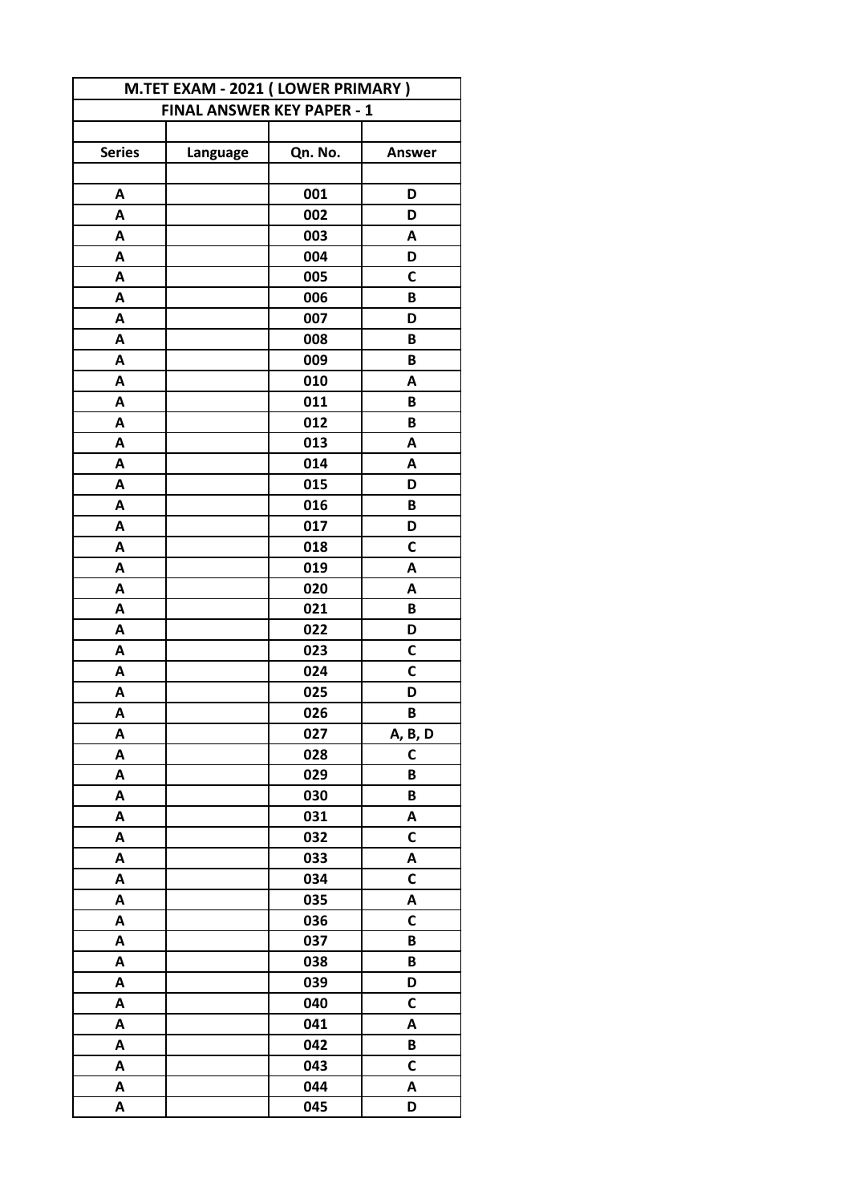| M.TET EXAM - 2021 ( LOWER PRIMARY ) | | | |
|---|---|---|---|
| **FINAL ANSWER KEY PAPER - 1** | | | |
| | | | |
| **Series** | **Language** | **Qn. No.** | **Answer** |
| | | | |
| A | | 001 | D |
| A | | 002 | D |
| A | | 003 | A |
| A | | 004 | D |
| A | | 005 | C |
| A | | 006 | B |
| A | | 007 | D |
| A | | 008 | B |
| A | | 009 | B |
| A | | 010 | A |
| A | | 011 | B |
| A | | 012 | B |
| A | | 013 | A |
| A | | 014 | A |
| A | | 015 | D |
| A | | 016 | B |
| A | | 017 | D |
| A | | 018 | C |
| A | | 019 | A |
| A | | 020 | A |
| A | | 021 | B |
| A | | 022 | D |
| A | | 023 | C |
| A | | 024 | C |
| A | | 025 | D |
| A | | 026 | B |
| A | | 027 | A, B, D |
| A | | 028 | C |
| A | | 029 | B |
| A | | 030 | B |
| A | | 031 | A |
| A | | 032 | C |
| A | | 033 | A |
| A | | 034 | C |
| A | | 035 | A |
| A | | 036 | C |
| A | | 037 | B |
| A | | 038 | B |
| A | | 039 | D |
| A | | 040 | C |
| A | | 041 | A |
| A | | 042 | B |
| A | | 043 | C |
| A | | 044 | A |
| A | | 045 | D |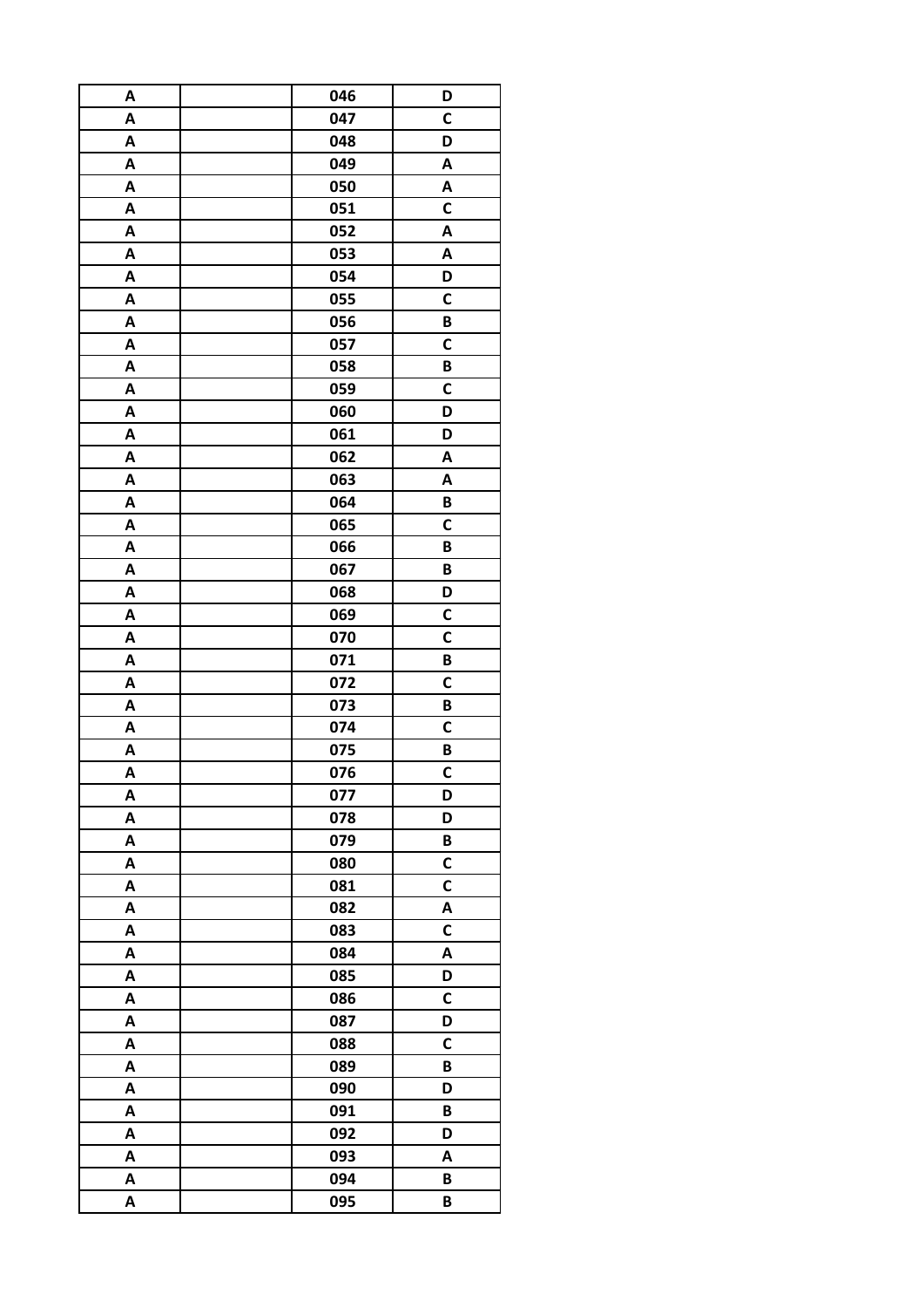| | | | |
|---|---|---|---|
| A | | 046 | D |
| A | | 047 | C |
| A | | 048 | D |
| A | | 049 | A |
| A | | 050 | A |
| A | | 051 | C |
| A | | 052 | A |
| A | | 053 | A |
| A | | 054 | D |
| A | | 055 | C |
| A | | 056 | B |
| A | | 057 | C |
| A | | 058 | B |
| A | | 059 | C |
| A | | 060 | D |
| A | | 061 | D |
| A | | 062 | A |
| A | | 063 | A |
| A | | 064 | B |
| A | | 065 | C |
| A | | 066 | B |
| A | | 067 | B |
| A | | 068 | D |
| A | | 069 | C |
| A | | 070 | C |
| A | | 071 | B |
| A | | 072 | C |
| A | | 073 | B |
| A | | 074 | C |
| A | | 075 | B |
| A | | 076 | C |
| A | | 077 | D |
| A | | 078 | D |
| A | | 079 | B |
| A | | 080 | C |
| A | | 081 | C |
| A | | 082 | A |
| A | | 083 | C |
| A | | 084 | A |
| A | | 085 | D |
| A | | 086 | C |
| A | | 087 | D |
| A | | 088 | C |
| A | | 089 | B |
| A | | 090 | D |
| A | | 091 | B |
| A | | 092 | D |
| A | | 093 | A |
| A | | 094 | B |
| A | | 095 | B |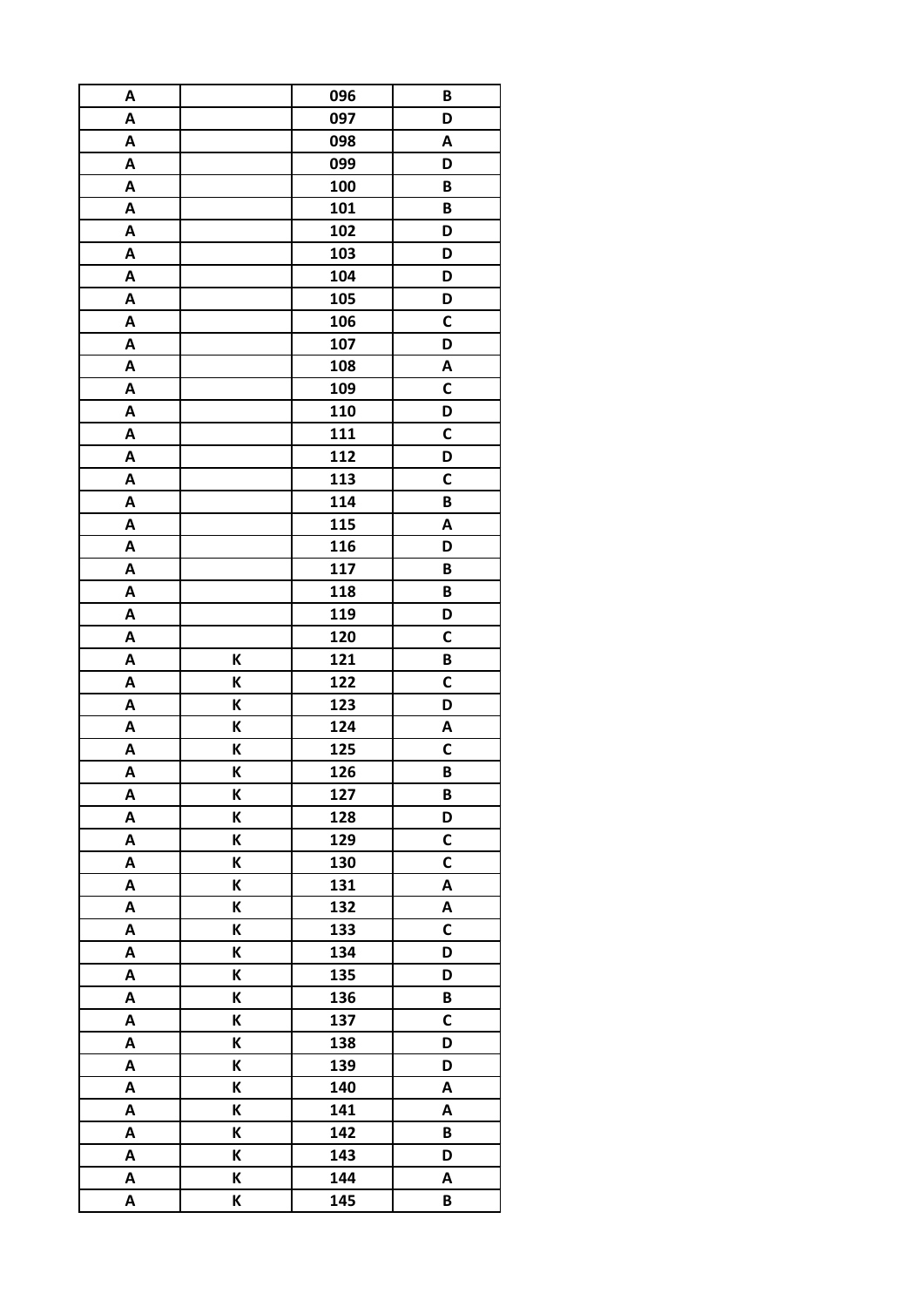| A | | 096 | B |
|---|---|---|---|
| A | | 097 | D |
| A | | 098 | A |
| A | | 099 | D |
| A | | 100 | B |
| A | | 101 | B |
| A | | 102 | D |
| A | | 103 | D |
| A | | 104 | D |
| A | | 105 | D |
| A | | 106 | C |
| A | | 107 | D |
| A | | 108 | A |
| A | | 109 | C |
| A | | 110 | D |
| A | | 111 | C |
| A | | 112 | D |
| A | | 113 | C |
| A | | 114 | B |
| A | | 115 | A |
| A | | 116 | D |
| A | | 117 | B |
| A | | 118 | B |
| A | | 119 | D |
| A | | 120 | C |
| A | K | 121 | B |
| A | K | 122 | C |
| A | K | 123 | D |
| A | K | 124 | A |
| A | K | 125 | C |
| A | K | 126 | B |
| A | K | 127 | B |
| A | K | 128 | D |
| A | K | 129 | C |
| A | K | 130 | C |
| A | K | 131 | A |
| A | K | 132 | A |
| A | K | 133 | C |
| A | K | 134 | D |
| A | K | 135 | D |
| A | K | 136 | B |
| A | K | 137 | C |
| A | K | 138 | D |
| A | K | 139 | D |
| A | K | 140 | A |
| A | K | 141 | A |
| A | K | 142 | B |
| A | K | 143 | D |
| A | K | 144 | A |
| A | K | 145 | B |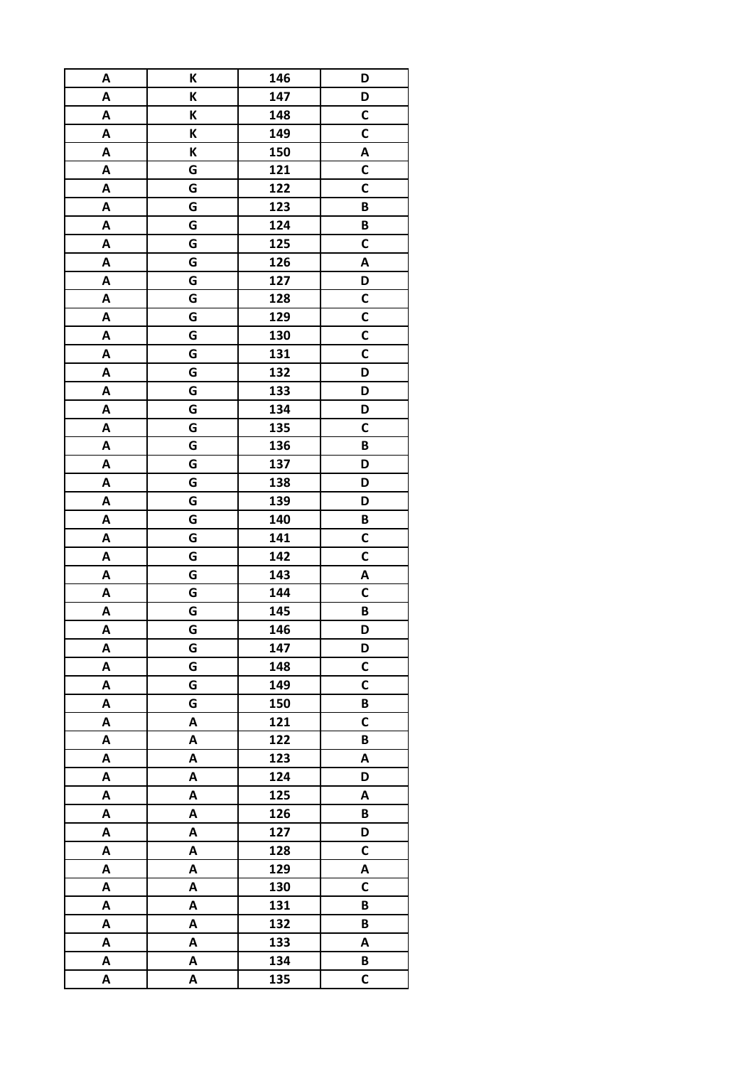| A | K | 146 | D |
|---|---|---|---|
| A | K | 147 | D |
| A | K | 148 | C |
| A | K | 149 | C |
| A | K | 150 | A |
| A | G | 121 | C |
| A | G | 122 | C |
| A | G | 123 | B |
| A | G | 124 | B |
| A | G | 125 | C |
| A | G | 126 | A |
| A | G | 127 | D |
| A | G | 128 | C |
| A | G | 129 | C |
| A | G | 130 | C |
| A | G | 131 | C |
| A | G | 132 | D |
| A | G | 133 | D |
| A | G | 134 | D |
| A | G | 135 | C |
| A | G | 136 | B |
| A | G | 137 | D |
| A | G | 138 | D |
| A | G | 139 | D |
| A | G | 140 | B |
| A | G | 141 | C |
| A | G | 142 | C |
| A | G | 143 | A |
| A | G | 144 | C |
| A | G | 145 | B |
| A | G | 146 | D |
| A | G | 147 | D |
| A | G | 148 | C |
| A | G | 149 | C |
| A | G | 150 | B |
| A | A | 121 | C |
| A | A | 122 | B |
| A | A | 123 | A |
| A | A | 124 | D |
| A | A | 125 | A |
| A | A | 126 | B |
| A | A | 127 | D |
| A | A | 128 | C |
| A | A | 129 | A |
| A | A | 130 | C |
| A | A | 131 | B |
| A | A | 132 | B |
| A | A | 133 | A |
| A | A | 134 | B |
| A | A | 135 | C |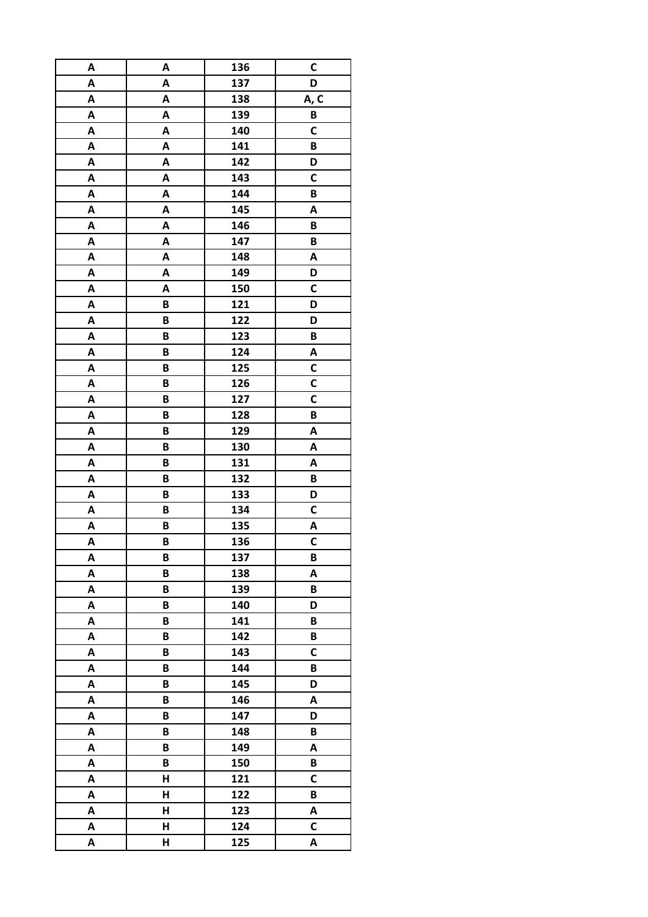| A | A | 136 | C |
|---|---|---|---|
| A | A | 137 | D |
| A | A | 138 | A, C |
| A | A | 139 | B |
| A | A | 140 | C |
| A | A | 141 | B |
| A | A | 142 | D |
| A | A | 143 | C |
| A | A | 144 | B |
| A | A | 145 | A |
| A | A | 146 | B |
| A | A | 147 | B |
| A | A | 148 | A |
| A | A | 149 | D |
| A | A | 150 | C |
| A | B | 121 | D |
| A | B | 122 | D |
| A | B | 123 | B |
| A | B | 124 | A |
| A | B | 125 | C |
| A | B | 126 | C |
| A | B | 127 | C |
| A | B | 128 | B |
| A | B | 129 | A |
| A | B | 130 | A |
| A | B | 131 | A |
| A | B | 132 | B |
| A | B | 133 | D |
| A | B | 134 | C |
| A | B | 135 | A |
| A | B | 136 | C |
| A | B | 137 | B |
| A | B | 138 | A |
| A | B | 139 | B |
| A | B | 140 | D |
| A | B | 141 | B |
| A | B | 142 | B |
| A | B | 143 | C |
| A | B | 144 | B |
| A | B | 145 | D |
| A | B | 146 | A |
| A | B | 147 | D |
| A | B | 148 | B |
| A | B | 149 | A |
| A | B | 150 | B |
| A | H | 121 | C |
| A | H | 122 | B |
| A | H | 123 | A |
| A | H | 124 | C |
| A | H | 125 | A |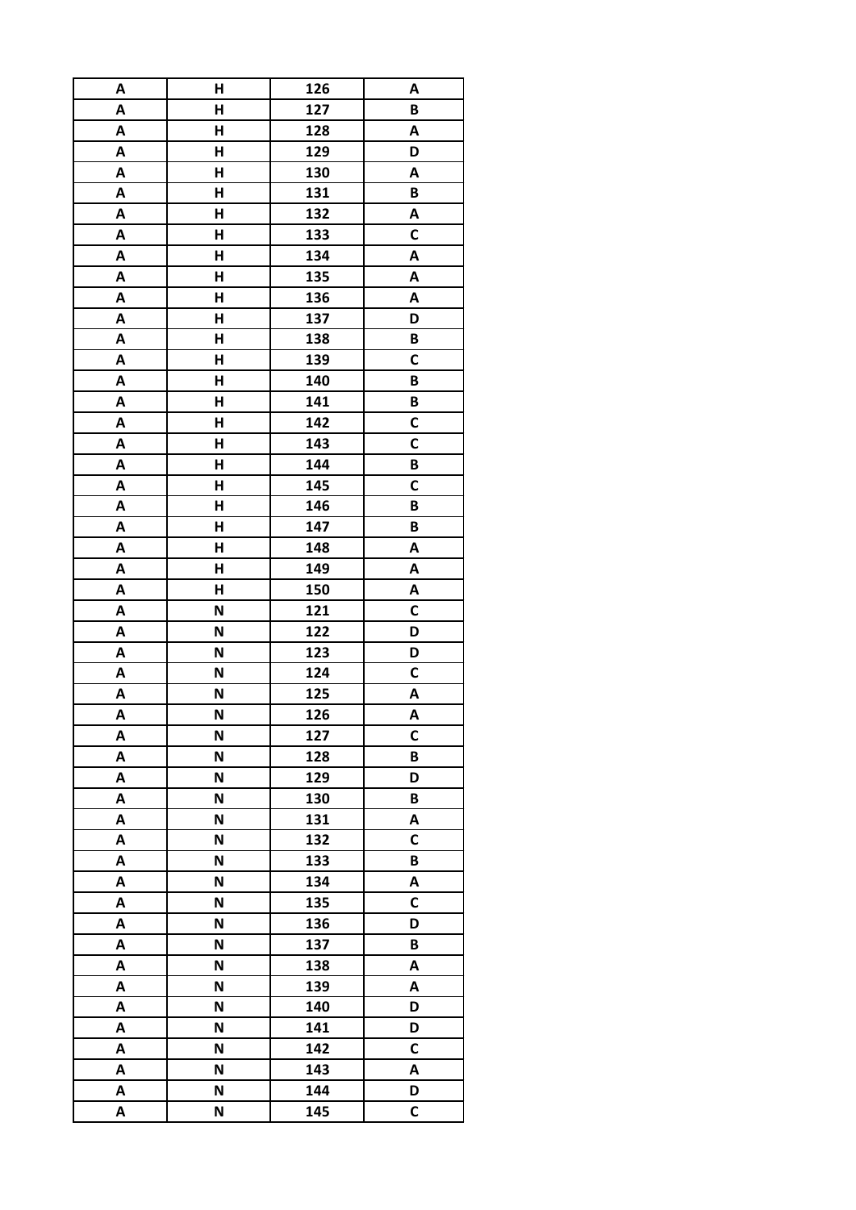| A | H | 126 | A |
|---|---|---|---|
| A | H | 127 | B |
| A | H | 128 | A |
| A | H | 129 | D |
| A | H | 130 | A |
| A | H | 131 | B |
| A | H | 132 | A |
| A | H | 133 | C |
| A | H | 134 | A |
| A | H | 135 | A |
| A | H | 136 | A |
| A | H | 137 | D |
| A | H | 138 | B |
| A | H | 139 | C |
| A | H | 140 | B |
| A | H | 141 | B |
| A | H | 142 | C |
| A | H | 143 | C |
| A | H | 144 | B |
| A | H | 145 | C |
| A | H | 146 | B |
| A | H | 147 | B |
| A | H | 148 | A |
| A | H | 149 | A |
| A | H | 150 | A |
| A | N | 121 | C |
| A | N | 122 | D |
| A | N | 123 | D |
| A | N | 124 | C |
| A | N | 125 | A |
| A | N | 126 | A |
| A | N | 127 | C |
| A | N | 128 | B |
| A | N | 129 | D |
| A | N | 130 | B |
| A | N | 131 | A |
| A | N | 132 | C |
| A | N | 133 | B |
| A | N | 134 | A |
| A | N | 135 | C |
| A | N | 136 | D |
| A | N | 137 | B |
| A | N | 138 | A |
| A | N | 139 | A |
| A | N | 140 | D |
| A | N | 141 | D |
| A | N | 142 | C |
| A | N | 143 | A |
| A | N | 144 | D |
| A | N | 145 | C |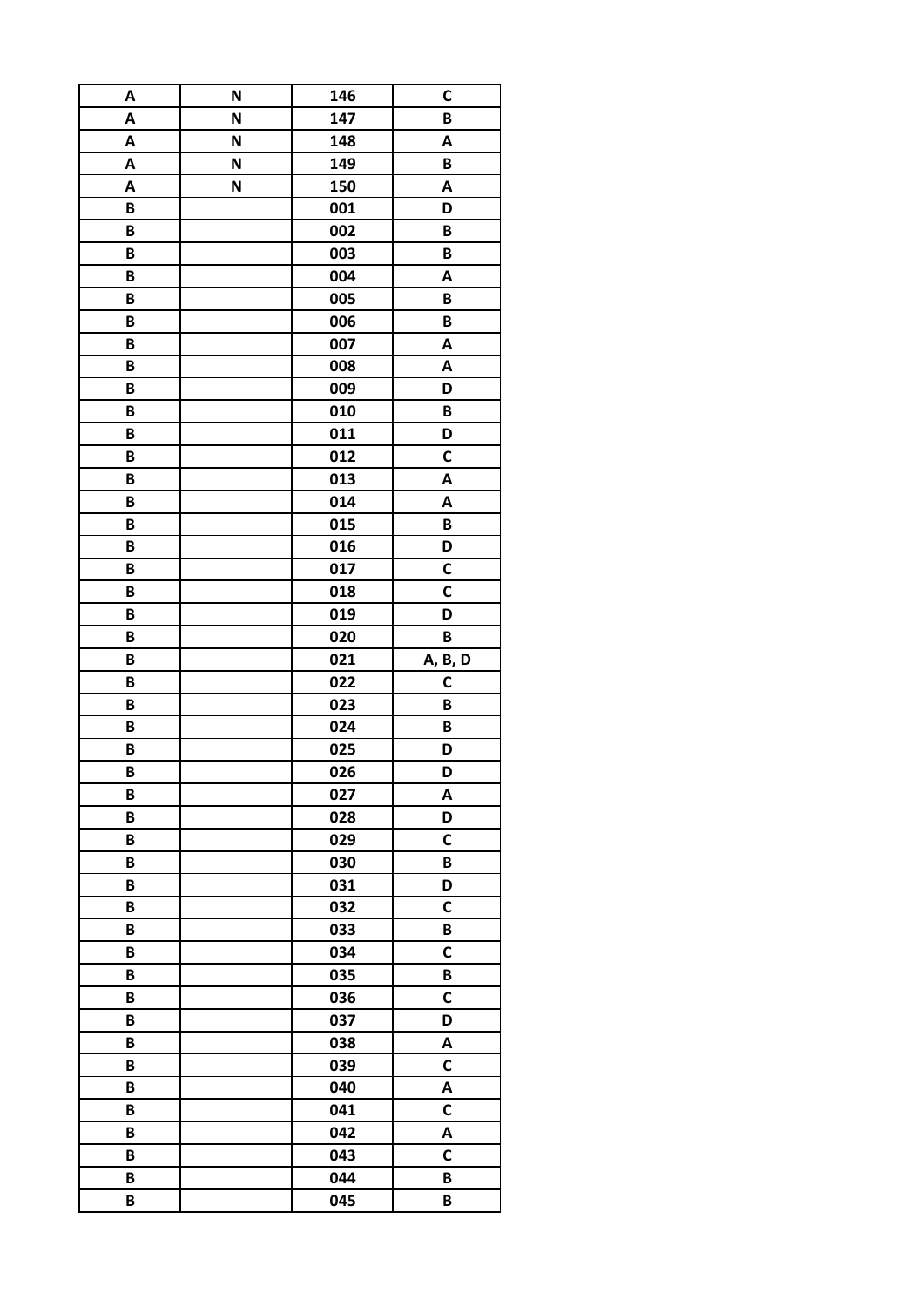| A | N | 146 | C |
|---|---|---|---|
| A | N | 147 | B |
| A | N | 148 | A |
| A | N | 149 | B |
| A | N | 150 | A |
| B | | 001 | D |
| B | | 002 | B |
| B | | 003 | B |
| B | | 004 | A |
| B | | 005 | B |
| B | | 006 | B |
| B | | 007 | A |
| B | | 008 | A |
| B | | 009 | D |
| B | | 010 | B |
| B | | 011 | D |
| B | | 012 | C |
| B | | 013 | A |
| B | | 014 | A |
| B | | 015 | B |
| B | | 016 | D |
| B | | 017 | C |
| B | | 018 | C |
| B | | 019 | D |
| B | | 020 | B |
| B | | 021 | A, B, D |
| B | | 022 | C |
| B | | 023 | B |
| B | | 024 | B |
| B | | 025 | D |
| B | | 026 | D |
| B | | 027 | A |
| B | | 028 | D |
| B | | 029 | C |
| B | | 030 | B |
| B | | 031 | D |
| B | | 032 | C |
| B | | 033 | B |
| B | | 034 | C |
| B | | 035 | B |
| B | | 036 | C |
| B | | 037 | D |
| B | | 038 | A |
| B | | 039 | C |
| B | | 040 | A |
| B | | 041 | C |
| B | | 042 | A |
| B | | 043 | C |
| B | | 044 | B |
| B | | 045 | B |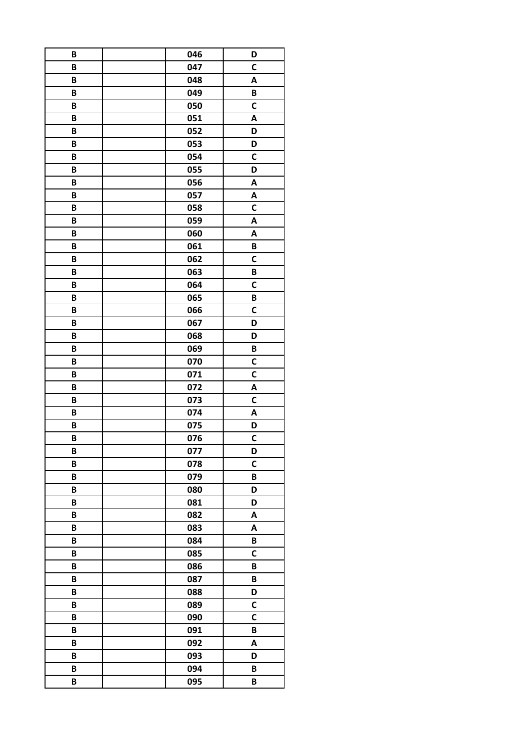| B | | 046 | D |
|---|---|---|---|
| B | | 047 | C |
| B | | 048 | A |
| B | | 049 | B |
| B | | 050 | C |
| B | | 051 | A |
| B | | 052 | D |
| B | | 053 | D |
| B | | 054 | C |
| B | | 055 | D |
| B | | 056 | A |
| B | | 057 | A |
| B | | 058 | C |
| B | | 059 | A |
| B | | 060 | A |
| B | | 061 | B |
| B | | 062 | C |
| B | | 063 | B |
| B | | 064 | C |
| B | | 065 | B |
| B | | 066 | C |
| B | | 067 | D |
| B | | 068 | D |
| B | | 069 | B |
| B | | 070 | C |
| B | | 071 | C |
| B | | 072 | A |
| B | | 073 | C |
| B | | 074 | A |
| B | | 075 | D |
| B | | 076 | C |
| B | | 077 | D |
| B | | 078 | C |
| B | | 079 | B |
| B | | 080 | D |
| B | | 081 | D |
| B | | 082 | A |
| B | | 083 | A |
| B | | 084 | B |
| B | | 085 | C |
| B | | 086 | B |
| B | | 087 | B |
| B | | 088 | D |
| B | | 089 | C |
| B | | 090 | C |
| B | | 091 | B |
| B | | 092 | A |
| B | | 093 | D |
| B | | 094 | B |
| B | | 095 | B |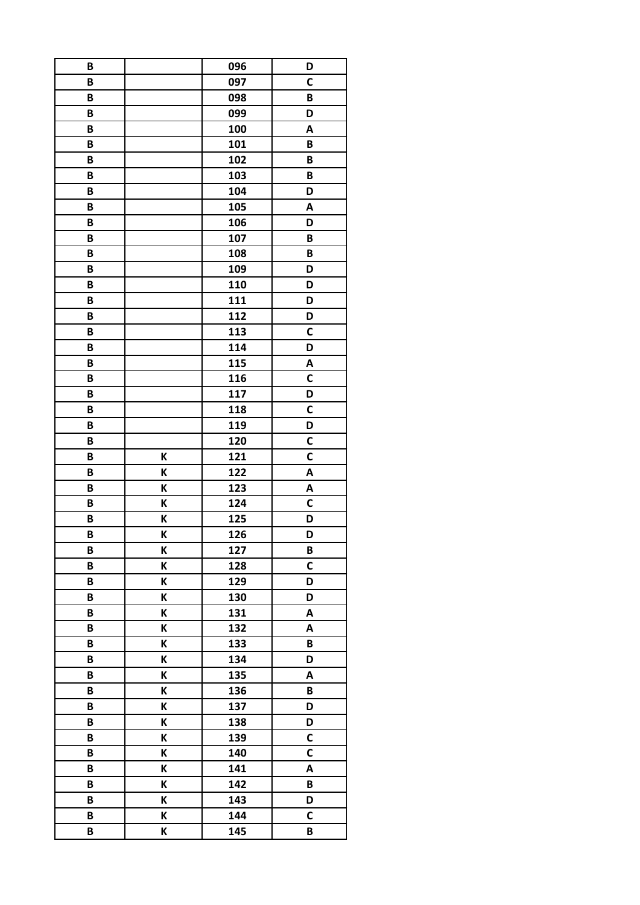| B | | 096 | D |
|---|---|---|---|
| B | | 097 | C |
| B | | 098 | B |
| B | | 099 | D |
| B | | 100 | A |
| B | | 101 | B |
| B | | 102 | B |
| B | | 103 | B |
| B | | 104 | D |
| B | | 105 | A |
| B | | 106 | D |
| B | | 107 | B |
| B | | 108 | B |
| B | | 109 | D |
| B | | 110 | D |
| B | | 111 | D |
| B | | 112 | D |
| B | | 113 | C |
| B | | 114 | D |
| B | | 115 | A |
| B | | 116 | C |
| B | | 117 | D |
| B | | 118 | C |
| B | | 119 | D |
| B | | 120 | C |
| B | K | 121 | C |
| B | K | 122 | A |
| B | K | 123 | A |
| B | K | 124 | C |
| B | K | 125 | D |
| B | K | 126 | D |
| B | K | 127 | B |
| B | K | 128 | C |
| B | K | 129 | D |
| B | K | 130 | D |
| B | K | 131 | A |
| B | K | 132 | A |
| B | K | 133 | B |
| B | K | 134 | D |
| B | K | 135 | A |
| B | K | 136 | B |
| B | K | 137 | D |
| B | K | 138 | D |
| B | K | 139 | C |
| B | K | 140 | C |
| B | K | 141 | A |
| B | K | 142 | B |
| B | K | 143 | D |
| B | K | 144 | C |
| B | K | 145 | B |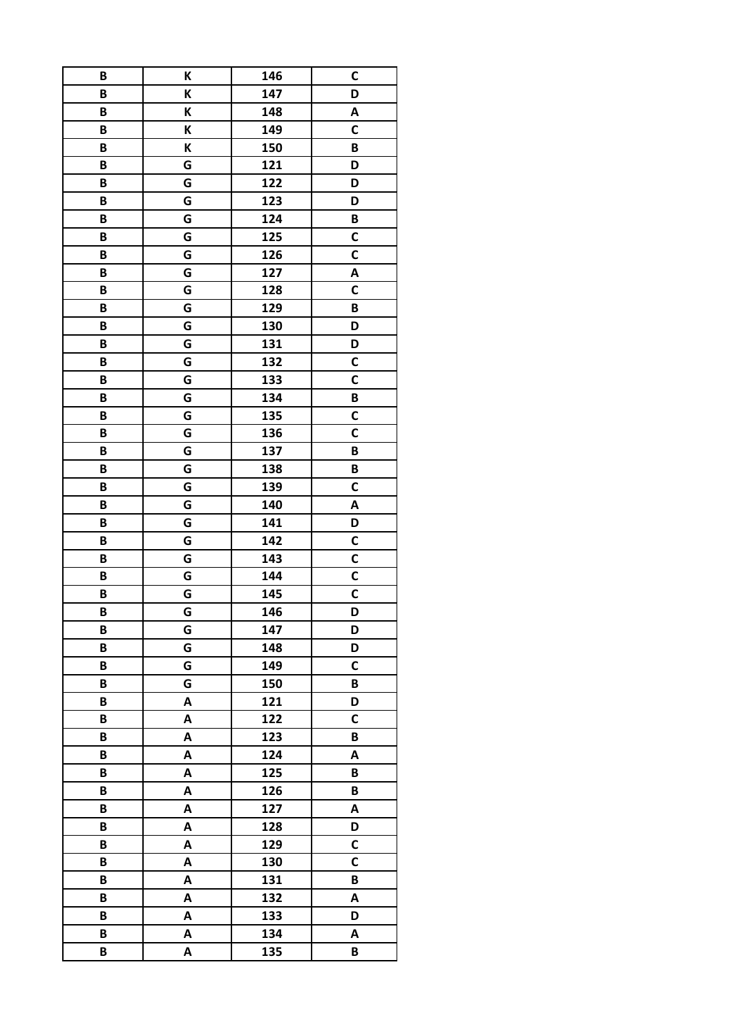| B | K | 146 | C |
|---|---|---|---|
| B | K | 147 | D |
| B | K | 148 | A |
| B | K | 149 | C |
| B | K | 150 | B |
| B | G | 121 | D |
| B | G | 122 | D |
| B | G | 123 | D |
| B | G | 124 | B |
| B | G | 125 | C |
| B | G | 126 | C |
| B | G | 127 | A |
| B | G | 128 | C |
| B | G | 129 | B |
| B | G | 130 | D |
| B | G | 131 | D |
| B | G | 132 | C |
| B | G | 133 | C |
| B | G | 134 | B |
| B | G | 135 | C |
| B | G | 136 | C |
| B | G | 137 | B |
| B | G | 138 | B |
| B | G | 139 | C |
| B | G | 140 | A |
| B | G | 141 | D |
| B | G | 142 | C |
| B | G | 143 | C |
| B | G | 144 | C |
| B | G | 145 | C |
| B | G | 146 | D |
| B | G | 147 | D |
| B | G | 148 | D |
| B | G | 149 | C |
| B | G | 150 | B |
| B | A | 121 | D |
| B | A | 122 | C |
| B | A | 123 | B |
| B | A | 124 | A |
| B | A | 125 | B |
| B | A | 126 | B |
| B | A | 127 | A |
| B | A | 128 | D |
| B | A | 129 | C |
| B | A | 130 | C |
| B | A | 131 | B |
| B | A | 132 | A |
| B | A | 133 | D |
| B | A | 134 | A |
| B | A | 135 | B |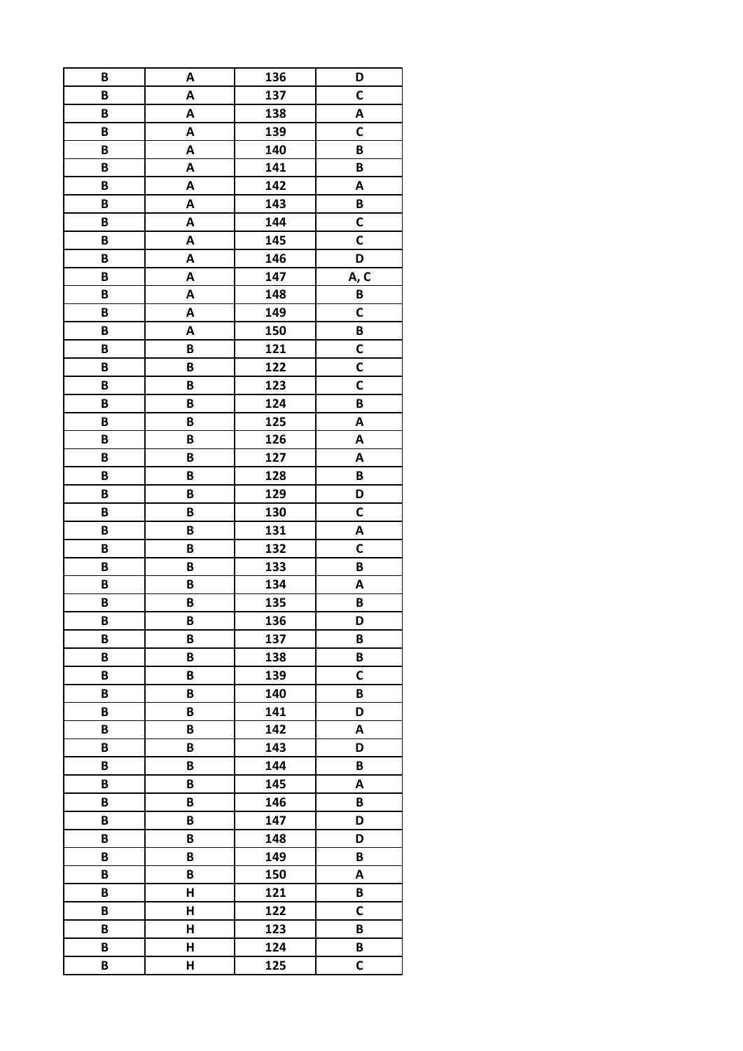| B | A | 136 | D |
|---|---|---|---|
| B | A | 137 | C |
| B | A | 138 | A |
| B | A | 139 | C |
| B | A | 140 | B |
| B | A | 141 | B |
| B | A | 142 | A |
| B | A | 143 | B |
| B | A | 144 | C |
| B | A | 145 | C |
| B | A | 146 | D |
| B | A | 147 | A, C |
| B | A | 148 | B |
| B | A | 149 | C |
| B | A | 150 | B |
| B | B | 121 | C |
| B | B | 122 | C |
| B | B | 123 | C |
| B | B | 124 | B |
| B | B | 125 | A |
| B | B | 126 | A |
| B | B | 127 | A |
| B | B | 128 | B |
| B | B | 129 | D |
| B | B | 130 | C |
| B | B | 131 | A |
| B | B | 132 | C |
| B | B | 133 | B |
| B | B | 134 | A |
| B | B | 135 | B |
| B | B | 136 | D |
| B | B | 137 | B |
| B | B | 138 | B |
| B | B | 139 | C |
| B | B | 140 | B |
| B | B | 141 | D |
| B | B | 142 | A |
| B | B | 143 | D |
| B | B | 144 | B |
| B | B | 145 | A |
| B | B | 146 | B |
| B | B | 147 | D |
| B | B | 148 | D |
| B | B | 149 | B |
| B | B | 150 | A |
| B | H | 121 | B |
| B | H | 122 | C |
| B | H | 123 | B |
| B | H | 124 | B |
| B | H | 125 | C |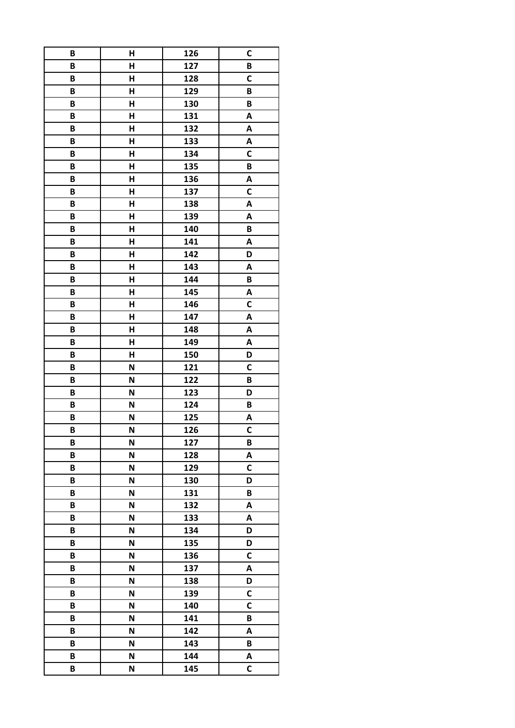| B | H | 126 | C |
|---|---|---|---|
| B | H | 127 | B |
| B | H | 128 | C |
| B | H | 129 | B |
| B | H | 130 | B |
| B | H | 131 | A |
| B | H | 132 | A |
| B | H | 133 | A |
| B | H | 134 | C |
| B | H | 135 | B |
| B | H | 136 | A |
| B | H | 137 | C |
| B | H | 138 | A |
| B | H | 139 | A |
| B | H | 140 | B |
| B | H | 141 | A |
| B | H | 142 | D |
| B | H | 143 | A |
| B | H | 144 | B |
| B | H | 145 | A |
| B | H | 146 | C |
| B | H | 147 | A |
| B | H | 148 | A |
| B | H | 149 | A |
| B | H | 150 | D |
| B | N | 121 | C |
| B | N | 122 | B |
| B | N | 123 | D |
| B | N | 124 | B |
| B | N | 125 | A |
| B | N | 126 | C |
| B | N | 127 | B |
| B | N | 128 | A |
| B | N | 129 | C |
| B | N | 130 | D |
| B | N | 131 | B |
| B | N | 132 | A |
| B | N | 133 | A |
| B | N | 134 | D |
| B | N | 135 | D |
| B | N | 136 | C |
| B | N | 137 | A |
| B | N | 138 | D |
| B | N | 139 | C |
| B | N | 140 | C |
| B | N | 141 | B |
| B | N | 142 | A |
| B | N | 143 | B |
| B | N | 144 | A |
| B | N | 145 | C |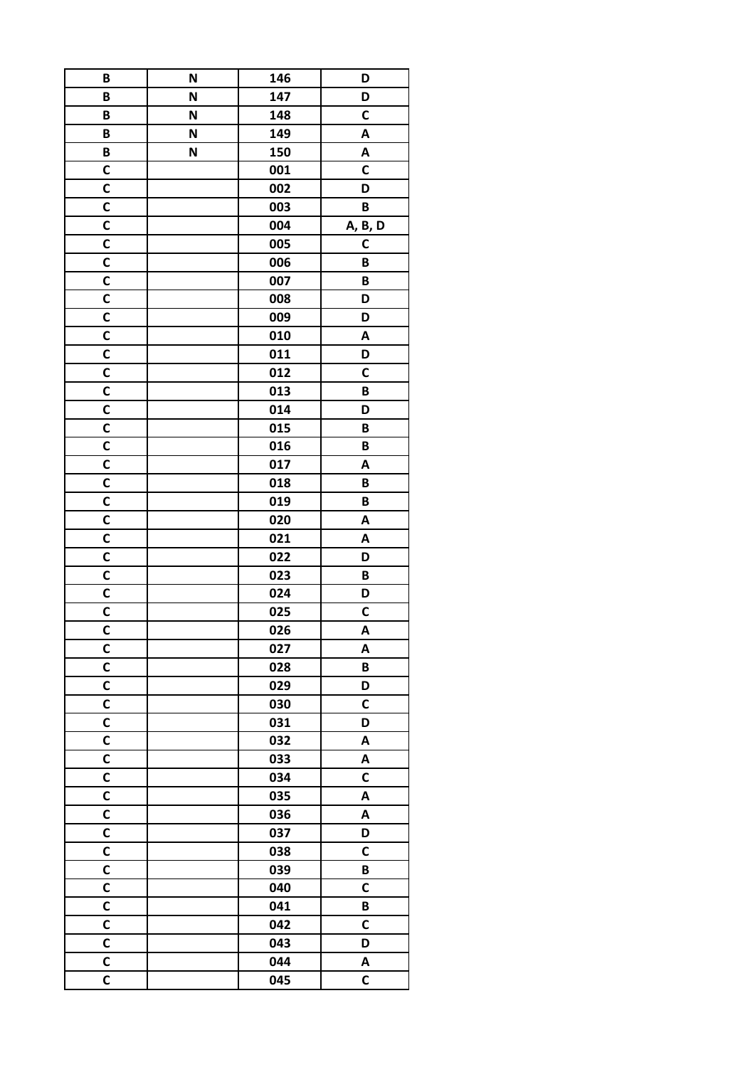| B | N | 146 | D |
|---|---|---|---|
| B | N | 147 | D |
| B | N | 148 | C |
| B | N | 149 | A |
| B | N | 150 | A |
| C | | 001 | C |
| C | | 002 | D |
| C | | 003 | B |
| C | | 004 | A, B, D |
| C | | 005 | C |
| C | | 006 | B |
| C | | 007 | B |
| C | | 008 | D |
| C | | 009 | D |
| C | | 010 | A |
| C | | 011 | D |
| C | | 012 | C |
| C | | 013 | B |
| C | | 014 | D |
| C | | 015 | B |
| C | | 016 | B |
| C | | 017 | A |
| C | | 018 | B |
| C | | 019 | B |
| C | | 020 | A |
| C | | 021 | A |
| C | | 022 | D |
| C | | 023 | B |
| C | | 024 | D |
| C | | 025 | C |
| C | | 026 | A |
| C | | 027 | A |
| C | | 028 | B |
| C | | 029 | D |
| C | | 030 | C |
| C | | 031 | D |
| C | | 032 | A |
| C | | 033 | A |
| C | | 034 | C |
| C | | 035 | A |
| C | | 036 | A |
| C | | 037 | D |
| C | | 038 | C |
| C | | 039 | B |
| C | | 040 | C |
| C | | 041 | B |
| C | | 042 | C |
| C | | 043 | D |
| C | | 044 | A |
| C | | 045 | C |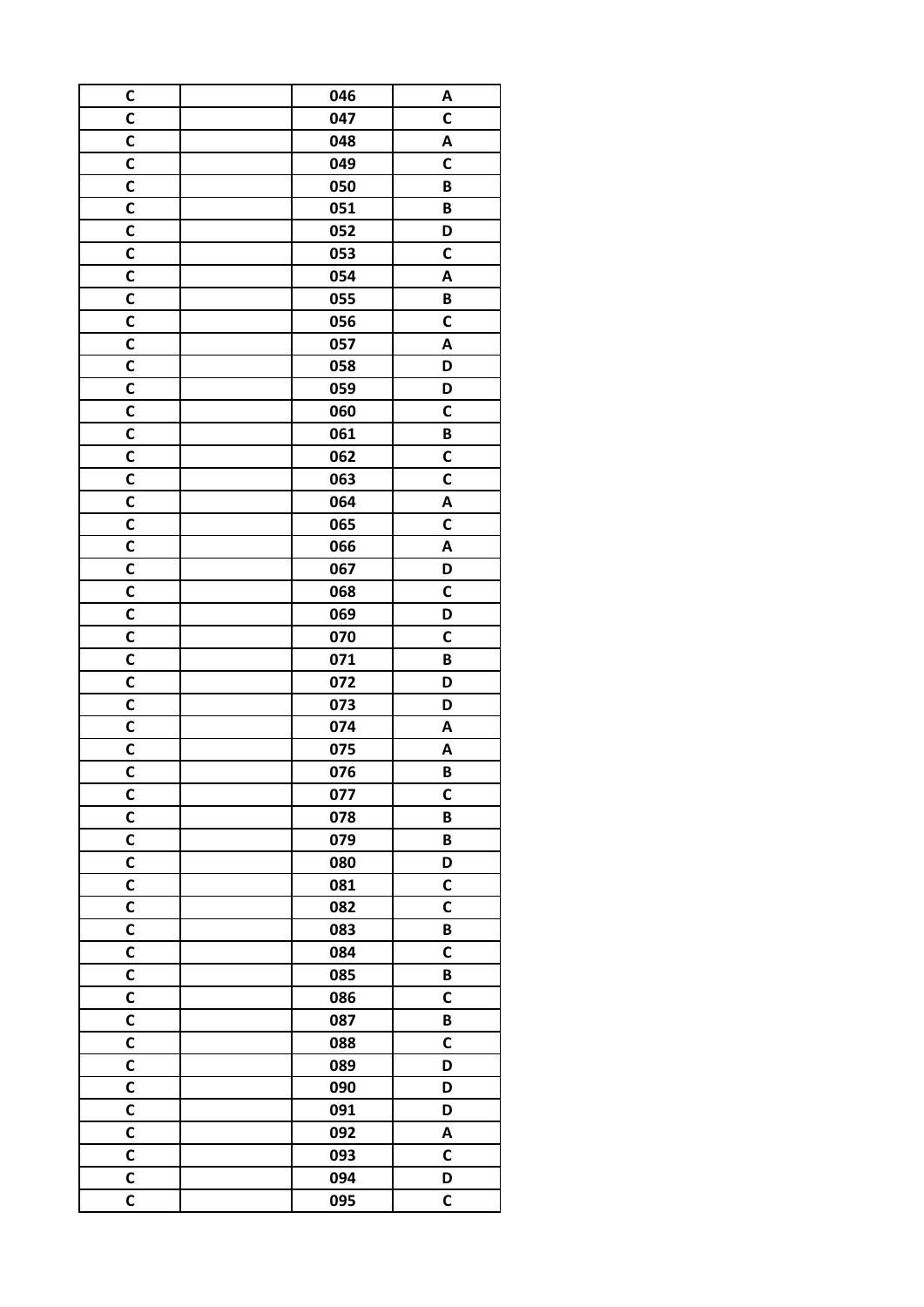| | | | |
|---|---|---|---|
| C | | 046 | A |
| C | | 047 | C |
| C | | 048 | A |
| C | | 049 | C |
| C | | 050 | B |
| C | | 051 | B |
| C | | 052 | D |
| C | | 053 | C |
| C | | 054 | A |
| C | | 055 | B |
| C | | 056 | C |
| C | | 057 | A |
| C | | 058 | D |
| C | | 059 | D |
| C | | 060 | C |
| C | | 061 | B |
| C | | 062 | C |
| C | | 063 | C |
| C | | 064 | A |
| C | | 065 | C |
| C | | 066 | A |
| C | | 067 | D |
| C | | 068 | C |
| C | | 069 | D |
| C | | 070 | C |
| C | | 071 | B |
| C | | 072 | D |
| C | | 073 | D |
| C | | 074 | A |
| C | | 075 | A |
| C | | 076 | B |
| C | | 077 | C |
| C | | 078 | B |
| C | | 079 | B |
| C | | 080 | D |
| C | | 081 | C |
| C | | 082 | C |
| C | | 083 | B |
| C | | 084 | C |
| C | | 085 | B |
| C | | 086 | C |
| C | | 087 | B |
| C | | 088 | C |
| C | | 089 | D |
| C | | 090 | D |
| C | | 091 | D |
| C | | 092 | A |
| C | | 093 | C |
| C | | 094 | D |
| C | | 095 | C |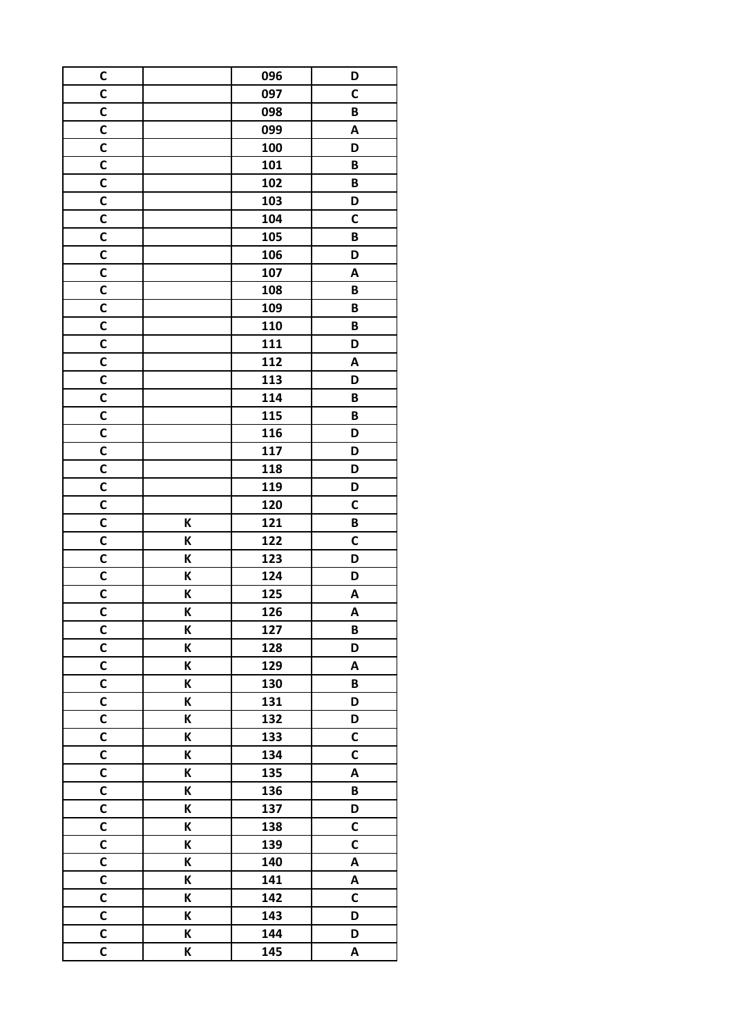| C | | 096 | D |
|---|---|---|---|
| C | | 097 | C |
| C | | 098 | B |
| C | | 099 | A |
| C | | 100 | D |
| C | | 101 | B |
| C | | 102 | B |
| C | | 103 | D |
| C | | 104 | C |
| C | | 105 | B |
| C | | 106 | D |
| C | | 107 | A |
| C | | 108 | B |
| C | | 109 | B |
| C | | 110 | B |
| C | | 111 | D |
| C | | 112 | A |
| C | | 113 | D |
| C | | 114 | B |
| C | | 115 | B |
| C | | 116 | D |
| C | | 117 | D |
| C | | 118 | D |
| C | | 119 | D |
| C | | 120 | C |
| C | K | 121 | B |
| C | K | 122 | C |
| C | K | 123 | D |
| C | K | 124 | D |
| C | K | 125 | A |
| C | K | 126 | A |
| C | K | 127 | B |
| C | K | 128 | D |
| C | K | 129 | A |
| C | K | 130 | B |
| C | K | 131 | D |
| C | K | 132 | D |
| C | K | 133 | C |
| C | K | 134 | C |
| C | K | 135 | A |
| C | K | 136 | B |
| C | K | 137 | D |
| C | K | 138 | C |
| C | K | 139 | C |
| C | K | 140 | A |
| C | K | 141 | A |
| C | K | 142 | C |
| C | K | 143 | D |
| C | K | 144 | D |
| C | K | 145 | A |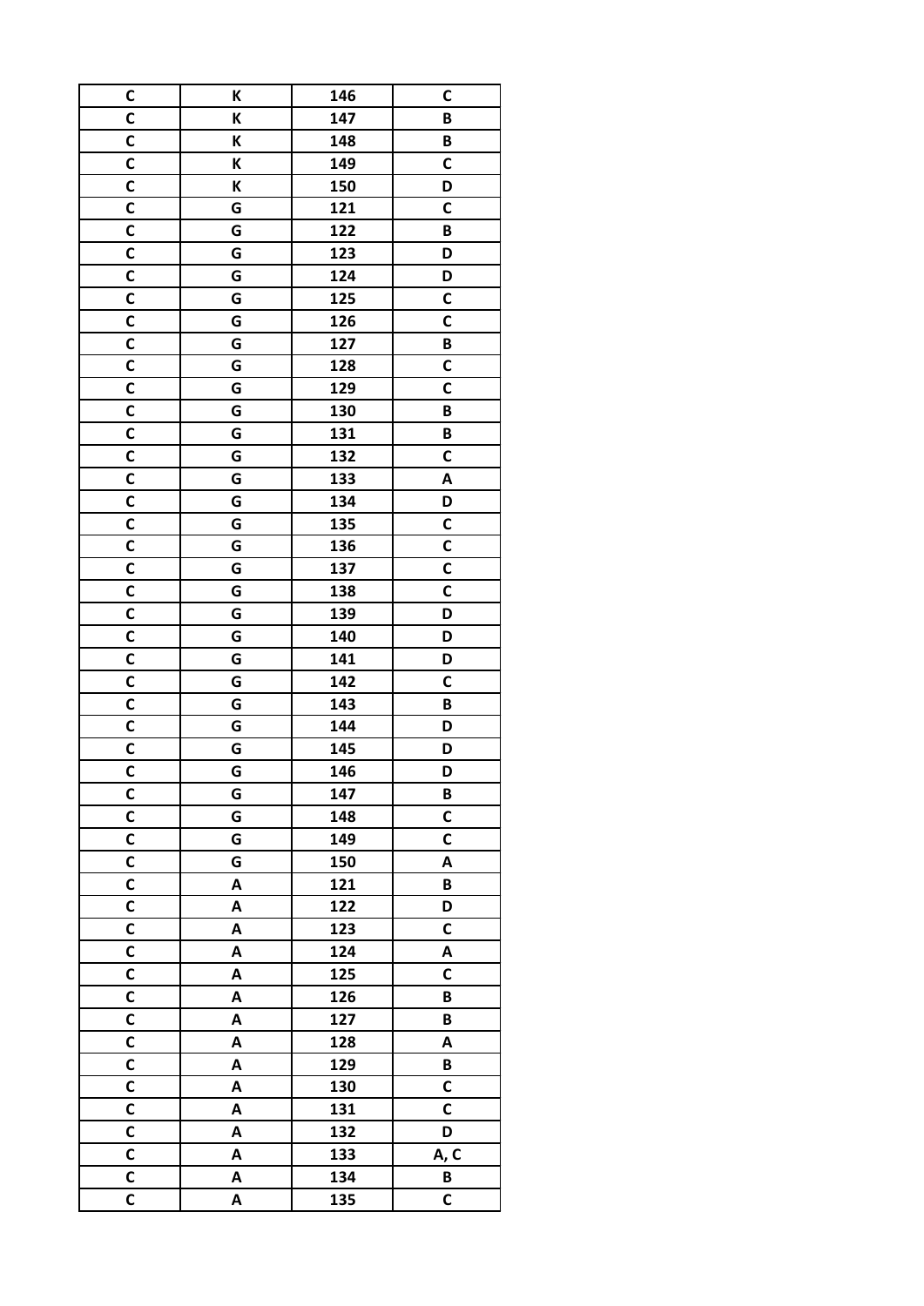| C | K | 146 | C |
|---|---|---|---|
| C | K | 147 | B |
| C | K | 148 | B |
| C | K | 149 | C |
| C | K | 150 | D |
| C | G | 121 | C |
| C | G | 122 | B |
| C | G | 123 | D |
| C | G | 124 | D |
| C | G | 125 | C |
| C | G | 126 | C |
| C | G | 127 | B |
| C | G | 128 | C |
| C | G | 129 | C |
| C | G | 130 | B |
| C | G | 131 | B |
| C | G | 132 | C |
| C | G | 133 | A |
| C | G | 134 | D |
| C | G | 135 | C |
| C | G | 136 | C |
| C | G | 137 | C |
| C | G | 138 | C |
| C | G | 139 | D |
| C | G | 140 | D |
| C | G | 141 | D |
| C | G | 142 | C |
| C | G | 143 | B |
| C | G | 144 | D |
| C | G | 145 | D |
| C | G | 146 | D |
| C | G | 147 | B |
| C | G | 148 | C |
| C | G | 149 | C |
| C | G | 150 | A |
| C | A | 121 | B |
| C | A | 122 | D |
| C | A | 123 | C |
| C | A | 124 | A |
| C | A | 125 | C |
| C | A | 126 | B |
| C | A | 127 | B |
| C | A | 128 | A |
| C | A | 129 | B |
| C | A | 130 | C |
| C | A | 131 | C |
| C | A | 132 | D |
| C | A | 133 | A, C |
| C | A | 134 | B |
| C | A | 135 | C |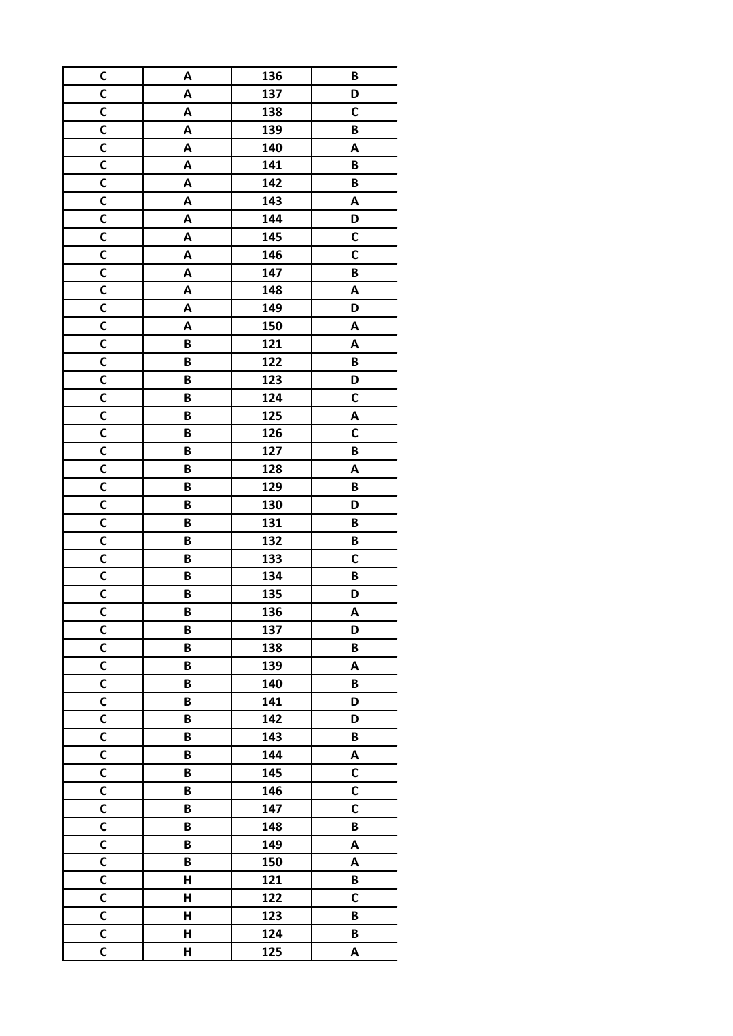| C | A | 136 | B |
|---|---|---|---|
| C | A | 137 | D |
| C | A | 138 | C |
| C | A | 139 | B |
| C | A | 140 | A |
| C | A | 141 | B |
| C | A | 142 | B |
| C | A | 143 | A |
| C | A | 144 | D |
| C | A | 145 | C |
| C | A | 146 | C |
| C | A | 147 | B |
| C | A | 148 | A |
| C | A | 149 | D |
| C | A | 150 | A |
| C | B | 121 | A |
| C | B | 122 | B |
| C | B | 123 | D |
| C | B | 124 | C |
| C | B | 125 | A |
| C | B | 126 | C |
| C | B | 127 | B |
| C | B | 128 | A |
| C | B | 129 | B |
| C | B | 130 | D |
| C | B | 131 | B |
| C | B | 132 | B |
| C | B | 133 | C |
| C | B | 134 | B |
| C | B | 135 | D |
| C | B | 136 | A |
| C | B | 137 | D |
| C | B | 138 | B |
| C | B | 139 | A |
| C | B | 140 | B |
| C | B | 141 | D |
| C | B | 142 | D |
| C | B | 143 | B |
| C | B | 144 | A |
| C | B | 145 | C |
| C | B | 146 | C |
| C | B | 147 | C |
| C | B | 148 | B |
| C | B | 149 | A |
| C | B | 150 | A |
| C | H | 121 | B |
| C | H | 122 | C |
| C | H | 123 | B |
| C | H | 124 | B |
| C | H | 125 | A |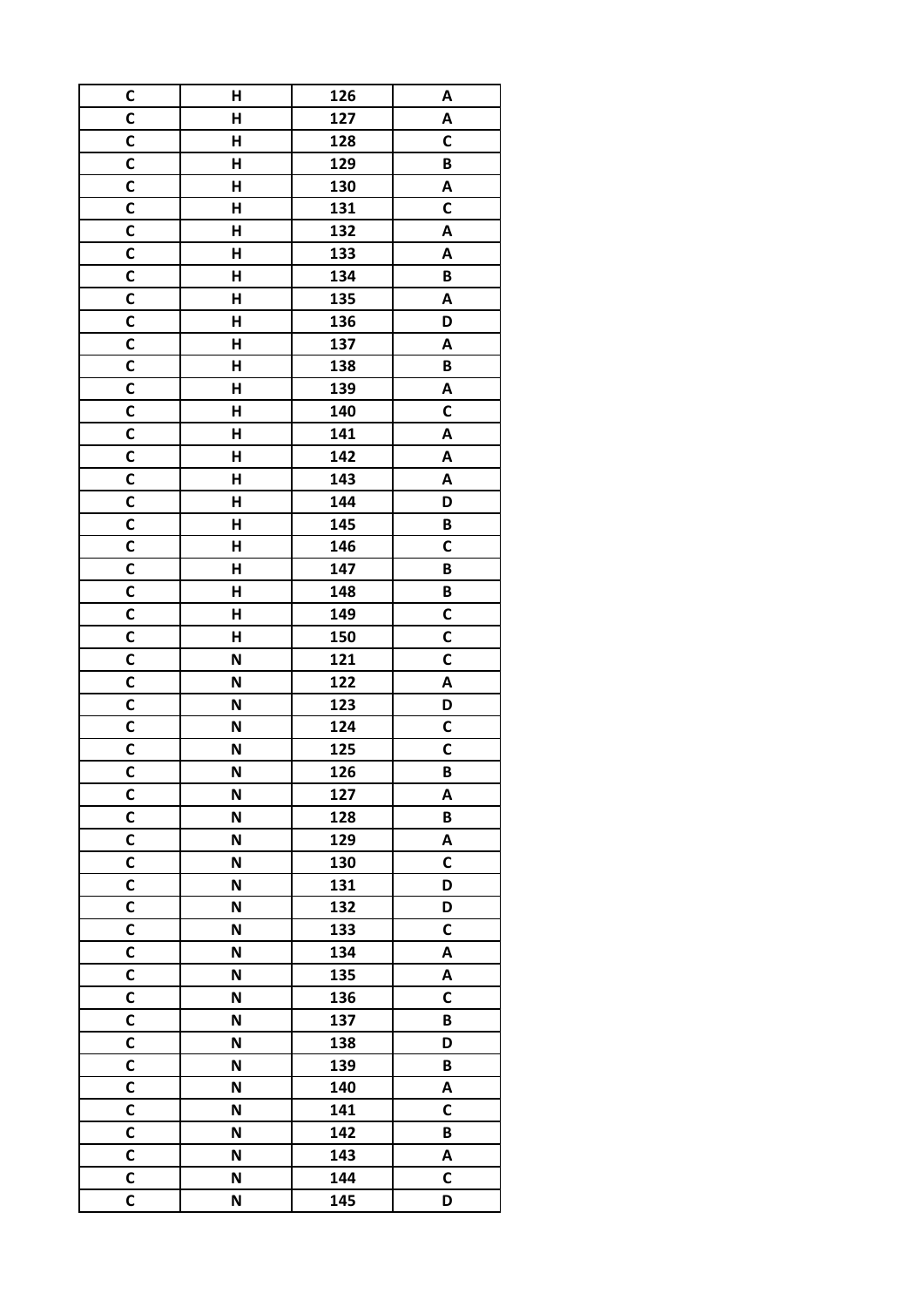| C | H | 126 | A |
| --- | --- | --- | --- |
| C | H | 127 | A |
| C | H | 128 | C |
| C | H | 129 | B |
| C | H | 130 | A |
| C | H | 131 | C |
| C | H | 132 | A |
| C | H | 133 | A |
| C | H | 134 | B |
| C | H | 135 | A |
| C | H | 136 | D |
| C | H | 137 | A |
| C | H | 138 | B |
| C | H | 139 | A |
| C | H | 140 | C |
| C | H | 141 | A |
| C | H | 142 | A |
| C | H | 143 | A |
| C | H | 144 | D |
| C | H | 145 | B |
| C | H | 146 | C |
| C | H | 147 | B |
| C | H | 148 | B |
| C | H | 149 | C |
| C | H | 150 | C |
| C | N | 121 | C |
| C | N | 122 | A |
| C | N | 123 | D |
| C | N | 124 | C |
| C | N | 125 | C |
| C | N | 126 | B |
| C | N | 127 | A |
| C | N | 128 | B |
| C | N | 129 | A |
| C | N | 130 | C |
| C | N | 131 | D |
| C | N | 132 | D |
| C | N | 133 | C |
| C | N | 134 | A |
| C | N | 135 | A |
| C | N | 136 | C |
| C | N | 137 | B |
| C | N | 138 | D |
| C | N | 139 | B |
| C | N | 140 | A |
| C | N | 141 | C |
| C | N | 142 | B |
| C | N | 143 | A |
| C | N | 144 | C |
| C | N | 145 | D |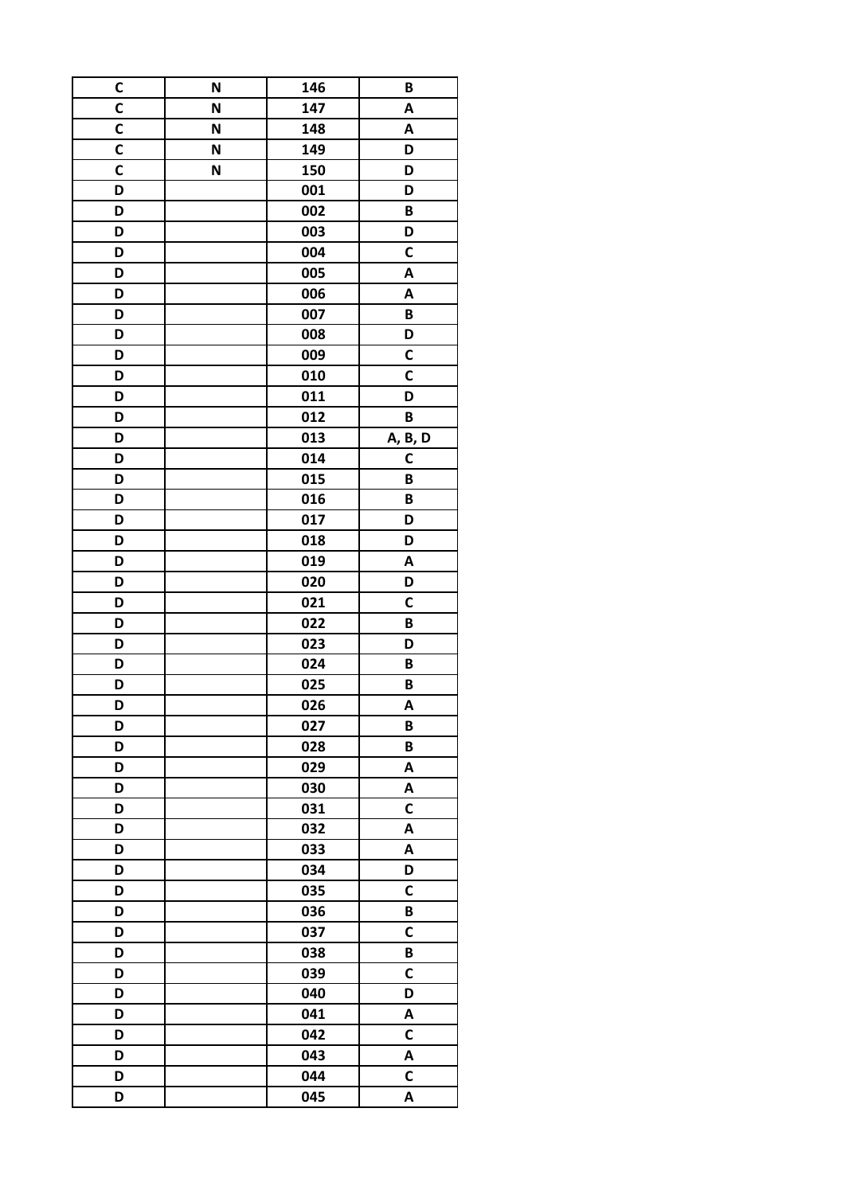| C | N | 146 | B |
|---|---|---|---|
| C | N | 147 | A |
| C | N | 148 | A |
| C | N | 149 | D |
| C | N | 150 | D |
| D | | 001 | D |
| D | | 002 | B |
| D | | 003 | D |
| D | | 004 | C |
| D | | 005 | A |
| D | | 006 | A |
| D | | 007 | B |
| D | | 008 | D |
| D | | 009 | C |
| D | | 010 | C |
| D | | 011 | D |
| D | | 012 | B |
| D | | 013 | A, B, D |
| D | | 014 | C |
| D | | 015 | B |
| D | | 016 | B |
| D | | 017 | D |
| D | | 018 | D |
| D | | 019 | A |
| D | | 020 | D |
| D | | 021 | C |
| D | | 022 | B |
| D | | 023 | D |
| D | | 024 | B |
| D | | 025 | B |
| D | | 026 | A |
| D | | 027 | B |
| D | | 028 | B |
| D | | 029 | A |
| D | | 030 | A |
| D | | 031 | C |
| D | | 032 | A |
| D | | 033 | A |
| D | | 034 | D |
| D | | 035 | C |
| D | | 036 | B |
| D | | 037 | C |
| D | | 038 | B |
| D | | 039 | C |
| D | | 040 | D |
| D | | 041 | A |
| D | | 042 | C |
| D | | 043 | A |
| D | | 044 | C |
| D | | 045 | A |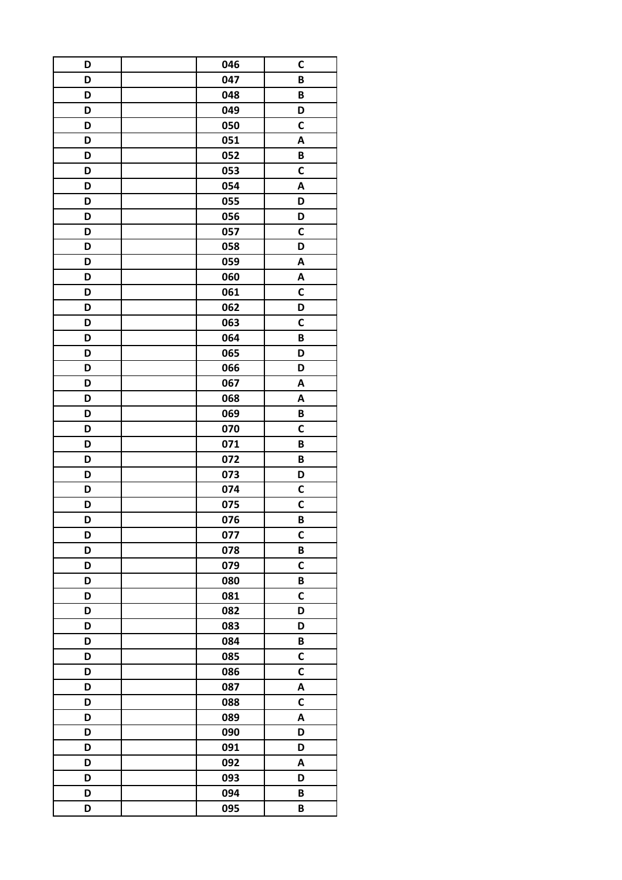| D | | 046 | C |
|---|---|---|---|
| D | | 047 | B |
| D | | 048 | B |
| D | | 049 | D |
| D | | 050 | C |
| D | | 051 | A |
| D | | 052 | B |
| D | | 053 | C |
| D | | 054 | A |
| D | | 055 | D |
| D | | 056 | D |
| D | | 057 | C |
| D | | 058 | D |
| D | | 059 | A |
| D | | 060 | A |
| D | | 061 | C |
| D | | 062 | D |
| D | | 063 | C |
| D | | 064 | B |
| D | | 065 | D |
| D | | 066 | D |
| D | | 067 | A |
| D | | 068 | A |
| D | | 069 | B |
| D | | 070 | C |
| D | | 071 | B |
| D | | 072 | B |
| D | | 073 | D |
| D | | 074 | C |
| D | | 075 | C |
| D | | 076 | B |
| D | | 077 | C |
| D | | 078 | B |
| D | | 079 | C |
| D | | 080 | B |
| D | | 081 | C |
| D | | 082 | D |
| D | | 083 | D |
| D | | 084 | B |
| D | | 085 | C |
| D | | 086 | C |
| D | | 087 | A |
| D | | 088 | C |
| D | | 089 | A |
| D | | 090 | D |
| D | | 091 | D |
| D | | 092 | A |
| D | | 093 | D |
| D | | 094 | B |
| D | | 095 | B |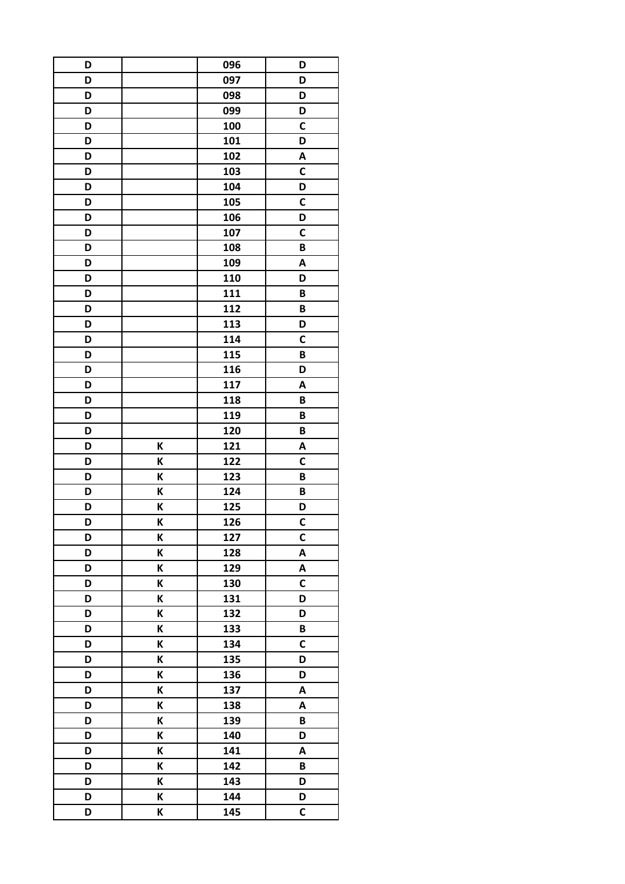| D | | 096 | D |
|---|---|---|---|
| D | | 097 | D |
| D | | 098 | D |
| D | | 099 | D |
| D | | 100 | C |
| D | | 101 | D |
| D | | 102 | A |
| D | | 103 | C |
| D | | 104 | D |
| D | | 105 | C |
| D | | 106 | D |
| D | | 107 | C |
| D | | 108 | B |
| D | | 109 | A |
| D | | 110 | D |
| D | | 111 | B |
| D | | 112 | B |
| D | | 113 | D |
| D | | 114 | C |
| D | | 115 | B |
| D | | 116 | D |
| D | | 117 | A |
| D | | 118 | B |
| D | | 119 | B |
| D | | 120 | B |
| D | K | 121 | A |
| D | K | 122 | C |
| D | K | 123 | B |
| D | K | 124 | B |
| D | K | 125 | D |
| D | K | 126 | C |
| D | K | 127 | C |
| D | K | 128 | A |
| D | K | 129 | A |
| D | K | 130 | C |
| D | K | 131 | D |
| D | K | 132 | D |
| D | K | 133 | B |
| D | K | 134 | C |
| D | K | 135 | D |
| D | K | 136 | D |
| D | K | 137 | A |
| D | K | 138 | A |
| D | K | 139 | B |
| D | K | 140 | D |
| D | K | 141 | A |
| D | K | 142 | B |
| D | K | 143 | D |
| D | K | 144 | D |
| D | K | 145 | C |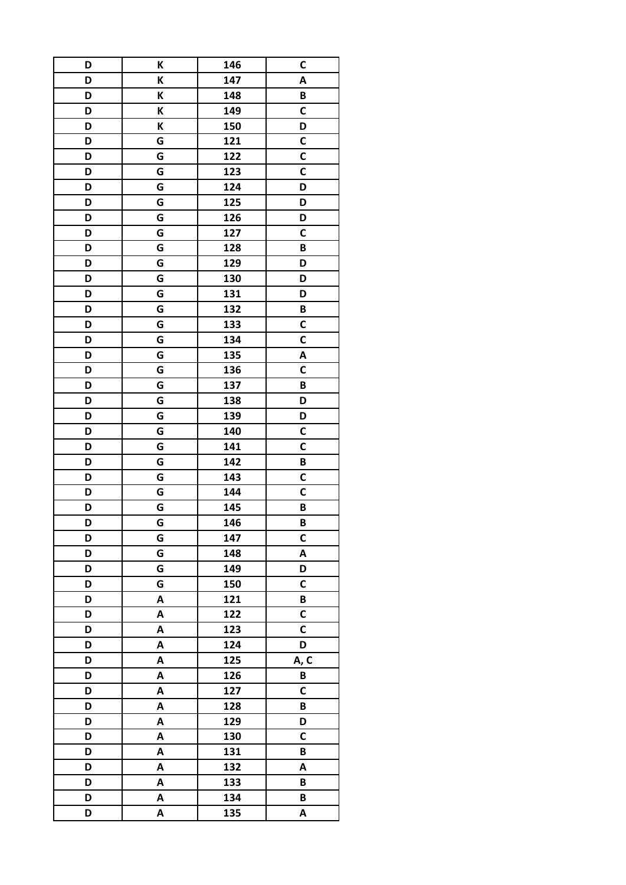| | | | |
|---|---|---|---|
| D | K | 146 | C |
| D | K | 147 | A |
| D | K | 148 | B |
| D | K | 149 | C |
| D | K | 150 | D |
| D | G | 121 | C |
| D | G | 122 | C |
| D | G | 123 | C |
| D | G | 124 | D |
| D | G | 125 | D |
| D | G | 126 | D |
| D | G | 127 | C |
| D | G | 128 | B |
| D | G | 129 | D |
| D | G | 130 | D |
| D | G | 131 | D |
| D | G | 132 | B |
| D | G | 133 | C |
| D | G | 134 | C |
| D | G | 135 | A |
| D | G | 136 | C |
| D | G | 137 | B |
| D | G | 138 | D |
| D | G | 139 | D |
| D | G | 140 | C |
| D | G | 141 | C |
| D | G | 142 | B |
| D | G | 143 | C |
| D | G | 144 | C |
| D | G | 145 | B |
| D | G | 146 | B |
| D | G | 147 | C |
| D | G | 148 | A |
| D | G | 149 | D |
| D | G | 150 | C |
| D | A | 121 | B |
| D | A | 122 | C |
| D | A | 123 | C |
| D | A | 124 | D |
| D | A | 125 | A, C |
| D | A | 126 | B |
| D | A | 127 | C |
| D | A | 128 | B |
| D | A | 129 | D |
| D | A | 130 | C |
| D | A | 131 | B |
| D | A | 132 | A |
| D | A | 133 | B |
| D | A | 134 | B |
| D | A | 135 | A |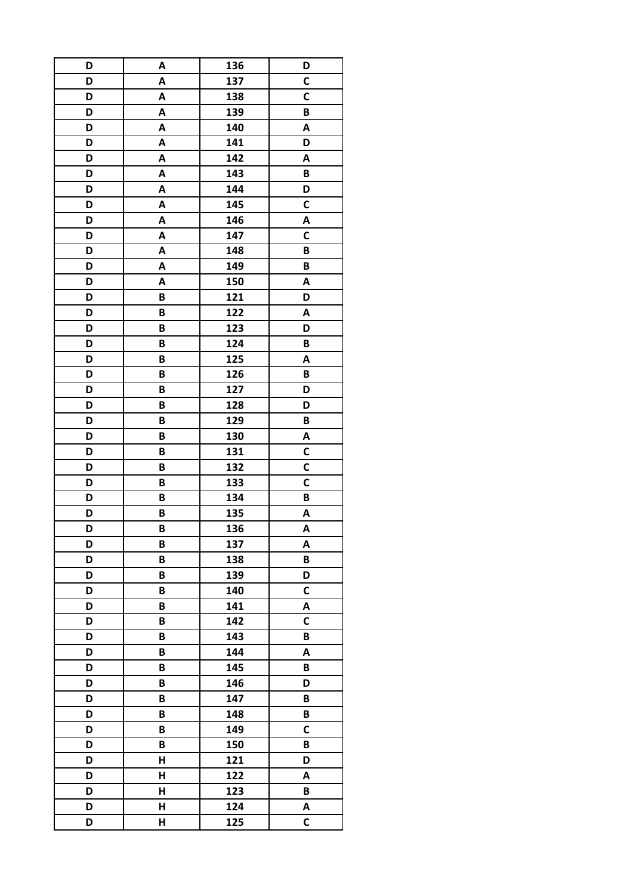| D | A | 136 | D |
| --- | --- | --- | --- |
| D | A | 137 | C |
| D | A | 138 | C |
| D | A | 139 | B |
| D | A | 140 | A |
| D | A | 141 | D |
| D | A | 142 | A |
| D | A | 143 | B |
| D | A | 144 | D |
| D | A | 145 | C |
| D | A | 146 | A |
| D | A | 147 | C |
| D | A | 148 | B |
| D | A | 149 | B |
| D | A | 150 | A |
| D | B | 121 | D |
| D | B | 122 | A |
| D | B | 123 | D |
| D | B | 124 | B |
| D | B | 125 | A |
| D | B | 126 | B |
| D | B | 127 | D |
| D | B | 128 | D |
| D | B | 129 | B |
| D | B | 130 | A |
| D | B | 131 | C |
| D | B | 132 | C |
| D | B | 133 | C |
| D | B | 134 | B |
| D | B | 135 | A |
| D | B | 136 | A |
| D | B | 137 | A |
| D | B | 138 | B |
| D | B | 139 | D |
| D | B | 140 | C |
| D | B | 141 | A |
| D | B | 142 | C |
| D | B | 143 | B |
| D | B | 144 | A |
| D | B | 145 | B |
| D | B | 146 | D |
| D | B | 147 | B |
| D | B | 148 | B |
| D | B | 149 | C |
| D | B | 150 | B |
| D | H | 121 | D |
| D | H | 122 | A |
| D | H | 123 | B |
| D | H | 124 | A |
| D | H | 125 | C |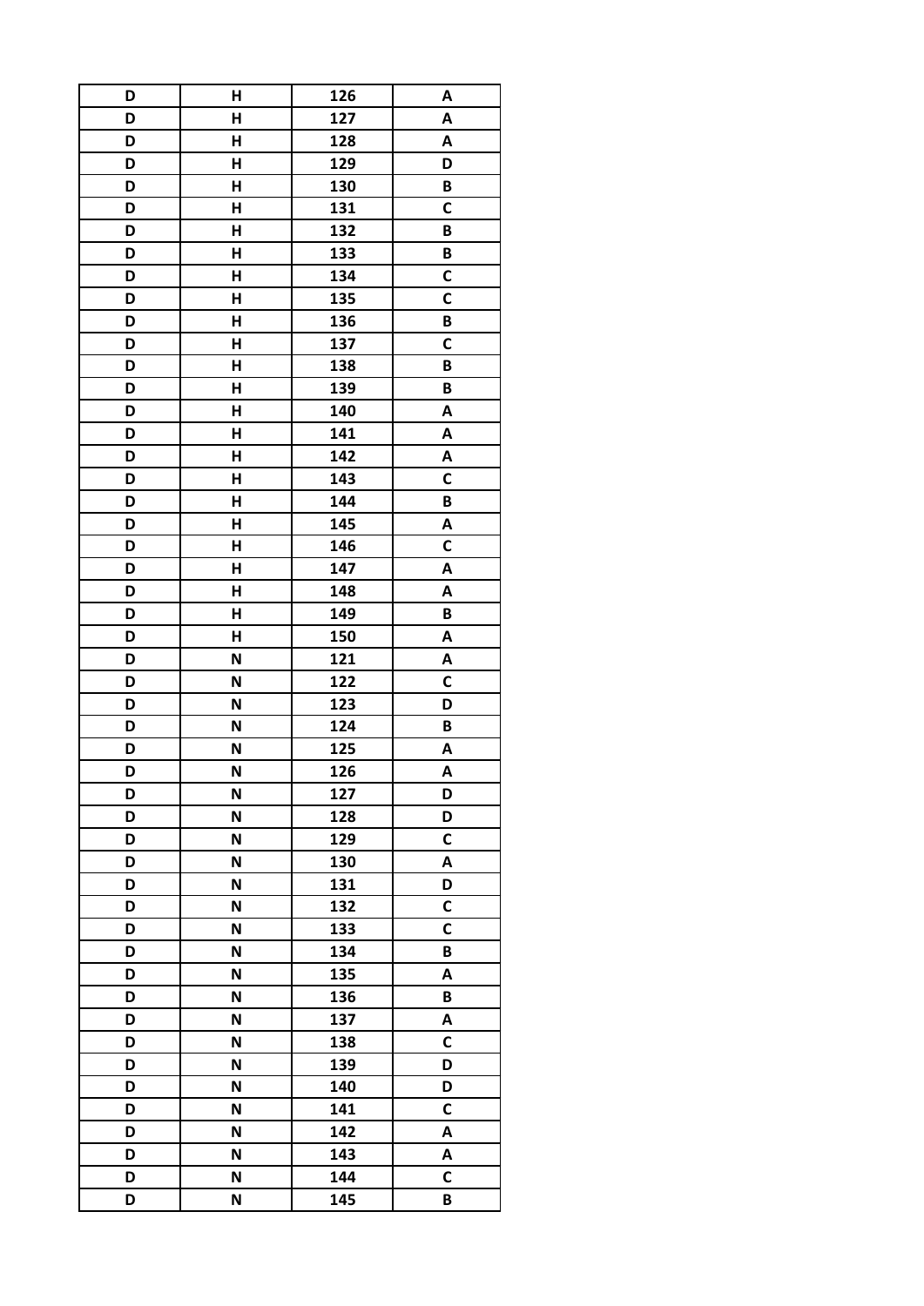| D | H | 126 | A |
|---|---|---|---|
| D | H | 127 | A |
| D | H | 128 | A |
| D | H | 129 | D |
| D | H | 130 | B |
| D | H | 131 | C |
| D | H | 132 | B |
| D | H | 133 | B |
| D | H | 134 | C |
| D | H | 135 | C |
| D | H | 136 | B |
| D | H | 137 | C |
| D | H | 138 | B |
| D | H | 139 | B |
| D | H | 140 | A |
| D | H | 141 | A |
| D | H | 142 | A |
| D | H | 143 | C |
| D | H | 144 | B |
| D | H | 145 | A |
| D | H | 146 | C |
| D | H | 147 | A |
| D | H | 148 | A |
| D | H | 149 | B |
| D | H | 150 | A |
| D | N | 121 | A |
| D | N | 122 | C |
| D | N | 123 | D |
| D | N | 124 | B |
| D | N | 125 | A |
| D | N | 126 | A |
| D | N | 127 | D |
| D | N | 128 | D |
| D | N | 129 | C |
| D | N | 130 | A |
| D | N | 131 | D |
| D | N | 132 | C |
| D | N | 133 | C |
| D | N | 134 | B |
| D | N | 135 | A |
| D | N | 136 | B |
| D | N | 137 | A |
| D | N | 138 | C |
| D | N | 139 | D |
| D | N | 140 | D |
| D | N | 141 | C |
| D | N | 142 | A |
| D | N | 143 | A |
| D | N | 144 | C |
| D | N | 145 | B |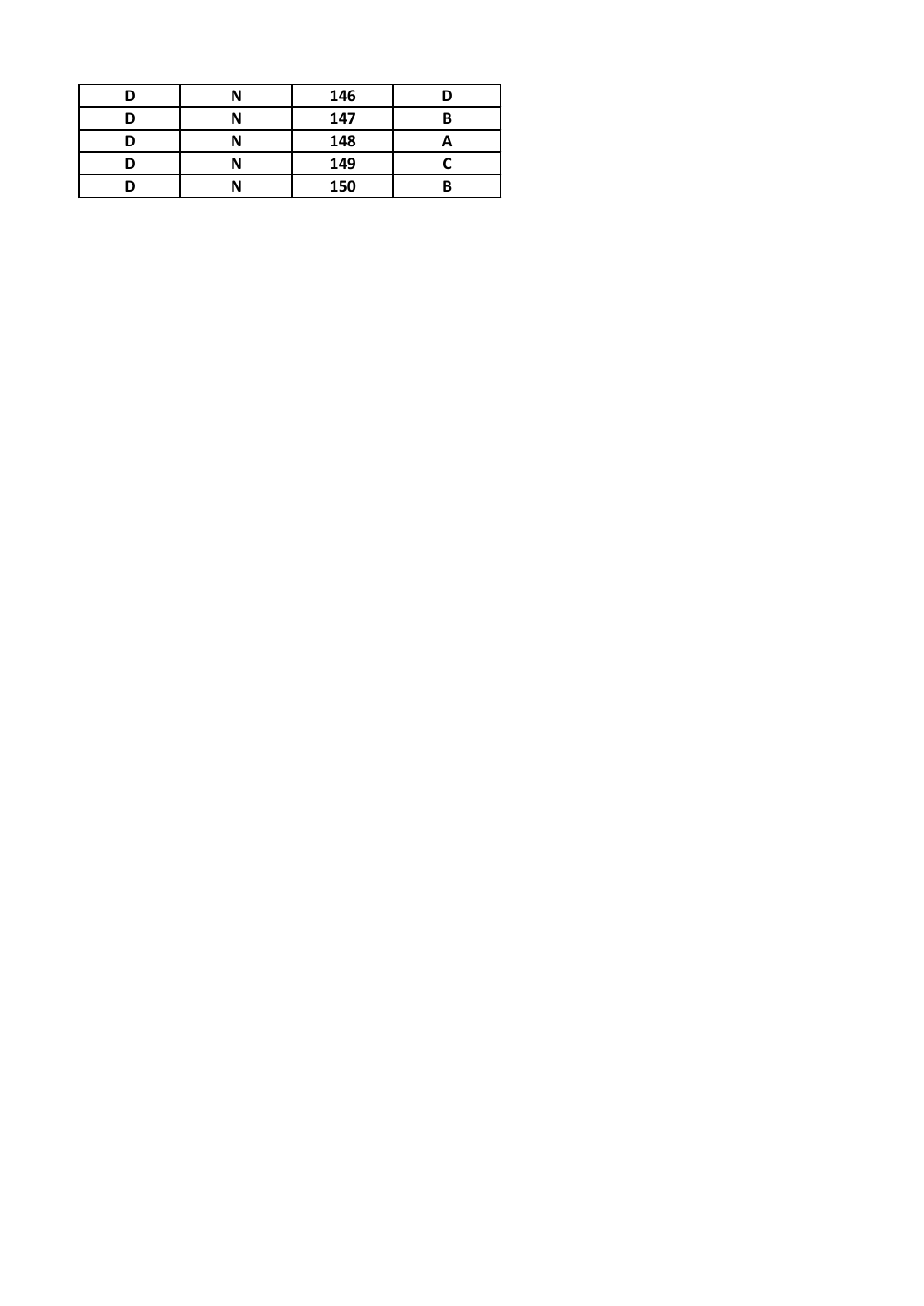| | | | |
|---|---|---|---|
| D | N | 146 | D |
| D | N | 147 | B |
| D | N | 148 | A |
| D | N | 149 | C |
| D | N | 150 | B |